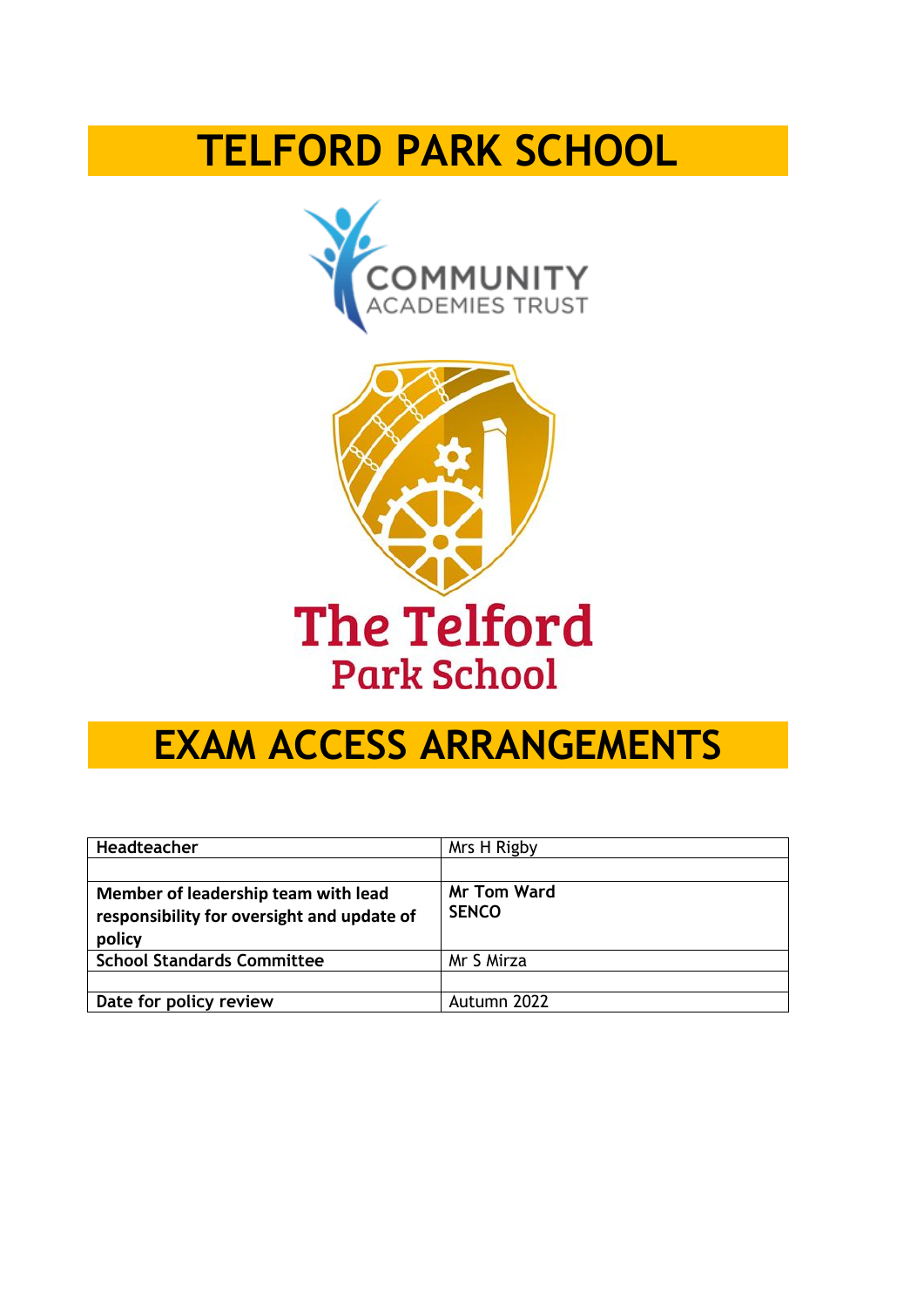# TELFORD PARK SCHOOL

COMMUNITY ACADEMIES TRUST

The Telford Park School

# EXAM ACCESS ARRANGEMENTS

| **Headteacher** | Mrs H Rigby |
|---|---|
| | |
| **Member of leadership team with lead responsibility for oversight and update of policy** | **Mr Tom Ward SENCO** |
| **School Standards Committee** | Mr S Mirza |
| | |
| **Date for policy review** | Autumn 2022 |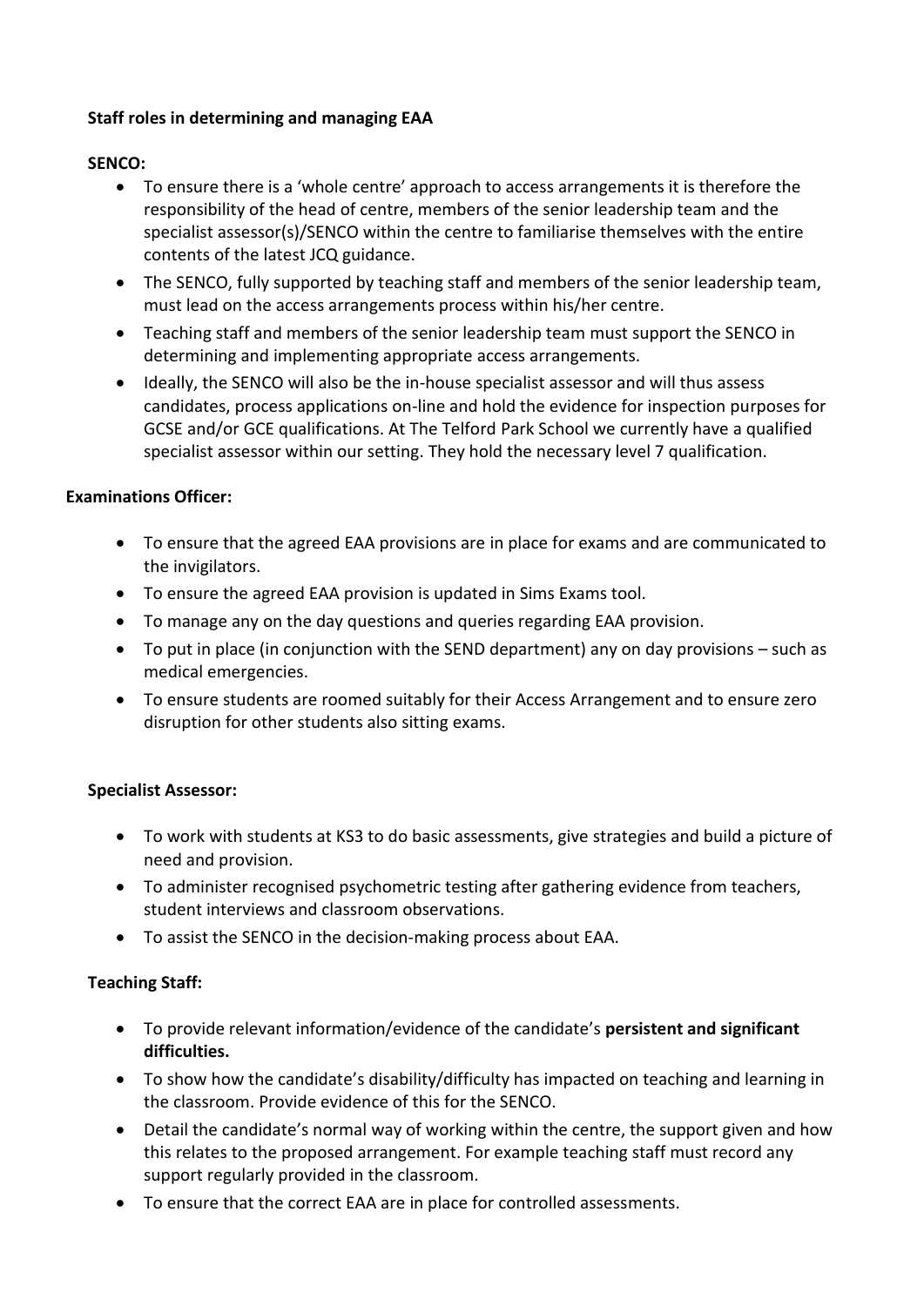**Staff roles in determining and managing EAA**

**SENCO:**

- To ensure there is a 'whole centre' approach to access arrangements it is therefore the responsibility of the head of centre, members of the senior leadership team and the specialist assessor(s)/SENCO within the centre to familiarise themselves with the entire contents of the latest JCQ guidance.
- The SENCO, fully supported by teaching staff and members of the senior leadership team, must lead on the access arrangements process within his/her centre.
- Teaching staff and members of the senior leadership team must support the SENCO in determining and implementing appropriate access arrangements.
- Ideally, the SENCO will also be the in-house specialist assessor and will thus assess candidates, process applications on-line and hold the evidence for inspection purposes for GCSE and/or GCE qualifications. At The Telford Park School we currently have a qualified specialist assessor within our setting. They hold the necessary level 7 qualification.

**Examinations Officer:**

- To ensure that the agreed EAA provisions are in place for exams and are communicated to the invigilators.
- To ensure the agreed EAA provision is updated in Sims Exams tool.
- To manage any on the day questions and queries regarding EAA provision.
- To put in place (in conjunction with the SEND department) any on day provisions – such as medical emergencies.
- To ensure students are roomed suitably for their Access Arrangement and to ensure zero disruption for other students also sitting exams.

**Specialist Assessor:**

- To work with students at KS3 to do basic assessments, give strategies and build a picture of need and provision.
- To administer recognised psychometric testing after gathering evidence from teachers, student interviews and classroom observations.
- To assist the SENCO in the decision-making process about EAA.

**Teaching Staff:**

- To provide relevant information/evidence of the candidate's **persistent and significant difficulties.**
- To show how the candidate's disability/difficulty has impacted on teaching and learning in the classroom. Provide evidence of this for the SENCO.
- Detail the candidate's normal way of working within the centre, the support given and how this relates to the proposed arrangement. For example teaching staff must record any support regularly provided in the classroom.
- To ensure that the correct EAA are in place for controlled assessments.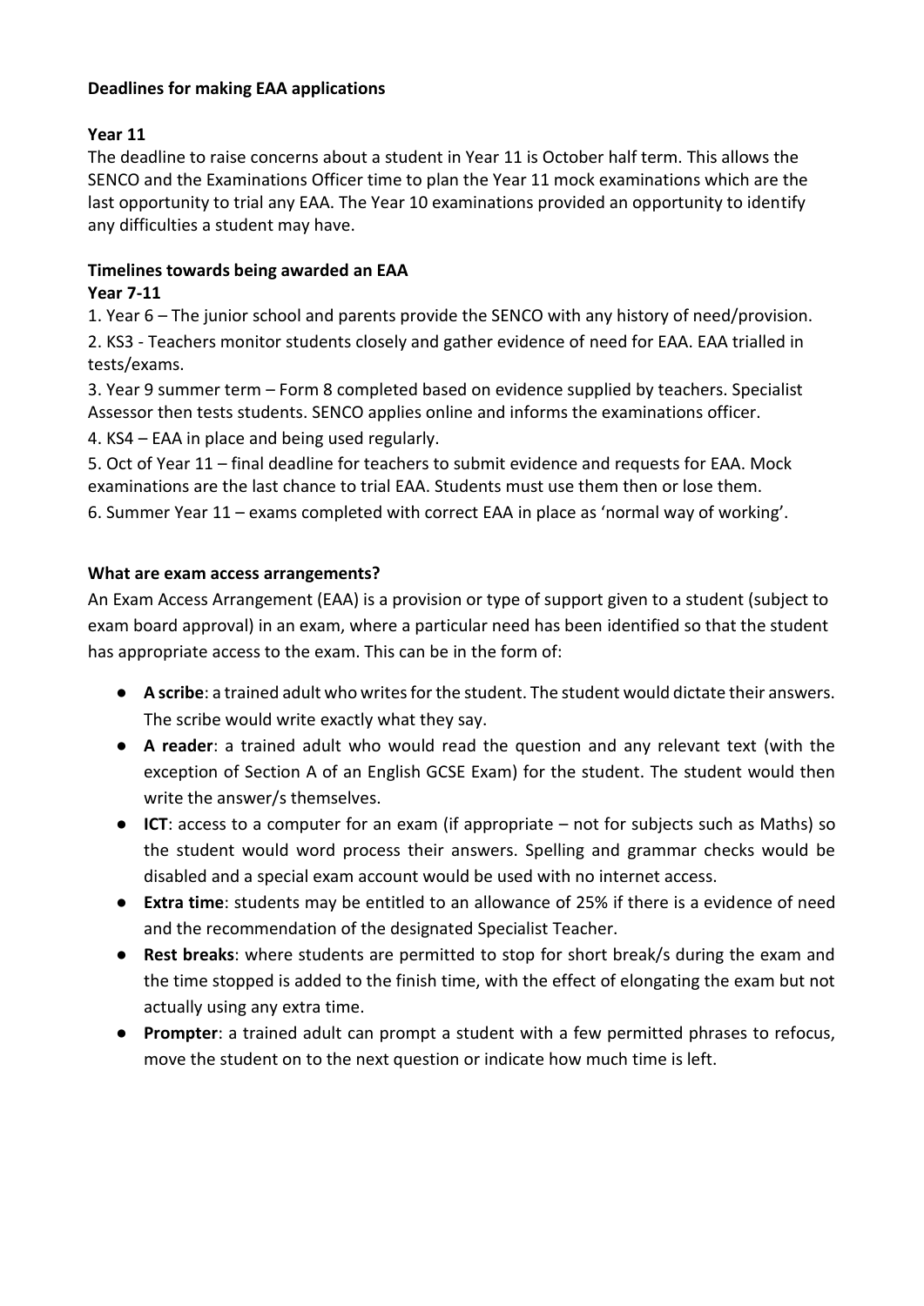**Deadlines for making EAA applications**

**Year 11**

The deadline to raise concerns about a student in Year 11 is October half term. This allows the SENCO and the Examinations Officer time to plan the Year 11 mock examinations which are the last opportunity to trial any EAA. The Year 10 examinations provided an opportunity to identify any difficulties a student may have.

**Timelines towards being awarded an EAA**

**Year 7-11**

1. Year 6 – The junior school and parents provide the SENCO with any history of need/provision.
2. KS3 - Teachers monitor students closely and gather evidence of need for EAA. EAA trialled in tests/exams.
3. Year 9 summer term – Form 8 completed based on evidence supplied by teachers. Specialist Assessor then tests students. SENCO applies online and informs the examinations officer.
4. KS4 – EAA in place and being used regularly.
5. Oct of Year 11 – final deadline for teachers to submit evidence and requests for EAA. Mock examinations are the last chance to trial EAA. Students must use them then or lose them.
6. Summer Year 11 – exams completed with correct EAA in place as 'normal way of working'.

**What are exam access arrangements?**

An Exam Access Arrangement (EAA) is a provision or type of support given to a student (subject to exam board approval) in an exam, where a particular need has been identified so that the student has appropriate access to the exam. This can be in the form of:

- **A scribe**: a trained adult who writes for the student. The student would dictate their answers. The scribe would write exactly what they say.
- **A reader**: a trained adult who would read the question and any relevant text (with the exception of Section A of an English GCSE Exam) for the student. The student would then write the answer/s themselves.
- **ICT**: access to a computer for an exam (if appropriate – not for subjects such as Maths) so the student would word process their answers. Spelling and grammar checks would be disabled and a special exam account would be used with no internet access.
- **Extra time**: students may be entitled to an allowance of 25% if there is a evidence of need and the recommendation of the designated Specialist Teacher.
- **Rest breaks**: where students are permitted to stop for short break/s during the exam and the time stopped is added to the finish time, with the effect of elongating the exam but not actually using any extra time.
- **Prompter**: a trained adult can prompt a student with a few permitted phrases to refocus, move the student on to the next question or indicate how much time is left.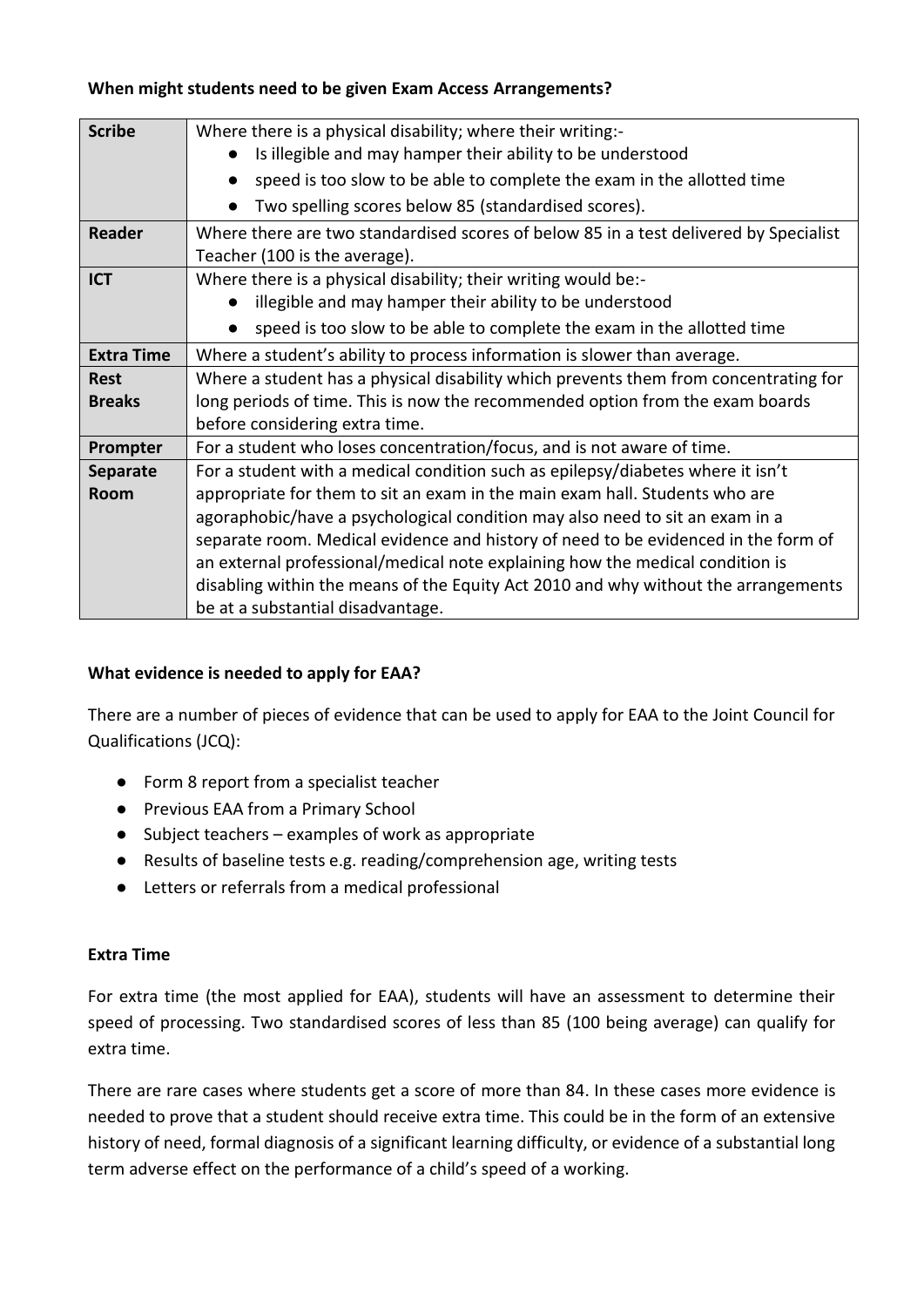**When might students need to be given Exam Access Arrangements?**

| | |
|---|---|
| **Scribe** | Where there is a physical disability; where their writing:-<br>● Is illegible and may hamper their ability to be understood<br>● speed is too slow to be able to complete the exam in the allotted time<br>● Two spelling scores below 85 (standardised scores). |
| **Reader** | Where there are two standardised scores of below 85 in a test delivered by Specialist Teacher (100 is the average). |
| **ICT** | Where there is a physical disability; their writing would be:-<br>● illegible and may hamper their ability to be understood<br>● speed is too slow to be able to complete the exam in the allotted time |
| **Extra Time** | Where a student's ability to process information is slower than average. |
| **Rest Breaks** | Where a student has a physical disability which prevents them from concentrating for long periods of time. This is now the recommended option from the exam boards before considering extra time. |
| **Prompter** | For a student who loses concentration/focus, and is not aware of time. |
| **Separate Room** | For a student with a medical condition such as epilepsy/diabetes where it isn't appropriate for them to sit an exam in the main exam hall. Students who are agoraphobic/have a psychological condition may also need to sit an exam in a separate room. Medical evidence and history of need to be evidenced in the form of an external professional/medical note explaining how the medical condition is disabling within the means of the Equity Act 2010 and why without the arrangements be at a substantial disadvantage. |

**What evidence is needed to apply for EAA?**

There are a number of pieces of evidence that can be used to apply for EAA to the Joint Council for Qualifications (JCQ):

- Form 8 report from a specialist teacher
- Previous EAA from a Primary School
- Subject teachers – examples of work as appropriate
- Results of baseline tests e.g. reading/comprehension age, writing tests
- Letters or referrals from a medical professional

**Extra Time**

For extra time (the most applied for EAA), students will have an assessment to determine their speed of processing. Two standardised scores of less than 85 (100 being average) can qualify for extra time.

There are rare cases where students get a score of more than 84. In these cases more evidence is needed to prove that a student should receive extra time. This could be in the form of an extensive history of need, formal diagnosis of a significant learning difficulty, or evidence of a substantial long term adverse effect on the performance of a child's speed of a working.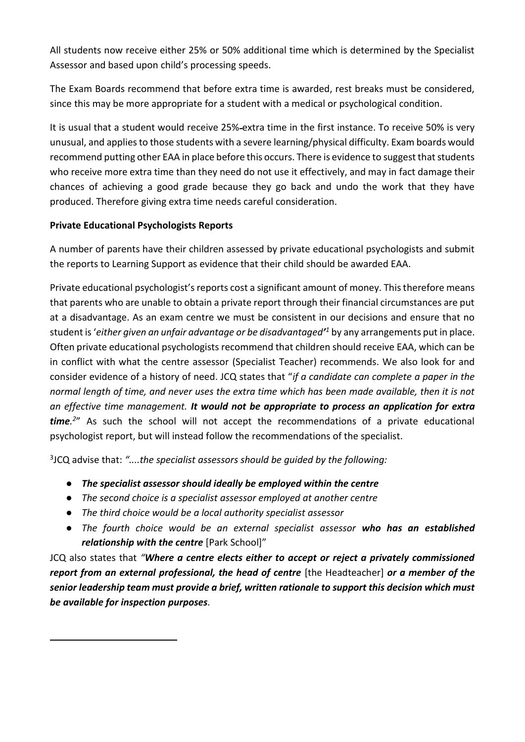All students now receive either 25% or 50% additional time which is determined by the Specialist Assessor and based upon child's processing speeds.

The Exam Boards recommend that before extra time is awarded, rest breaks must be considered, since this may be more appropriate for a student with a medical or psychological condition.

It is usual that a student would receive 25% extra time in the first instance. To receive 50% is very unusual, and applies to those students with a severe learning/physical difficulty. Exam boards would recommend putting other EAA in place before this occurs. There is evidence to suggest that students who receive more extra time than they need do not use it effectively, and may in fact damage their chances of achieving a good grade because they go back and undo the work that they have produced. Therefore giving extra time needs careful consideration.

**Private Educational Psychologists Reports**

A number of parents have their children assessed by private educational psychologists and submit the reports to Learning Support as evidence that their child should be awarded EAA.

Private educational psychologist's reports cost a significant amount of money. This therefore means that parents who are unable to obtain a private report through their financial circumstances are put at a disadvantage. As an exam centre we must be consistent in our decisions and ensure that no student is '*either given an unfair advantage or be disadvantaged'*[1] by any arrangements put in place. Often private educational psychologists recommend that children should receive EAA, which can be in conflict with what the centre assessor (Specialist Teacher) recommends. We also look for and consider evidence of a history of need. JCQ states that "*if a candidate can complete a paper in the normal length of time, and never uses the extra time which has been made available, then it is not an effective time management.* ***It would not be appropriate to process an application for extra time.***[2]" As such the school will not accept the recommendations of a private educational psychologist report, but will instead follow the recommendations of the specialist.

[3]JCQ advise that: *"....the specialist assessors should be guided by the following:*

- ***The specialist assessor should ideally be employed within the centre***
- *The second choice is a specialist assessor employed at another centre*
- *The third choice would be a local authority specialist assessor*
- *The fourth choice would be an external specialist assessor* ***who has an established relationship with the centre*** [Park School]"

JCQ also states that *"****Where a centre elects either to accept or reject a privately commissioned report from an external professional, the head of centre*** [the Headteacher] ***or a member of the senior leadership team must provide a brief, written rationale to support this decision which must be available for inspection purposes****.*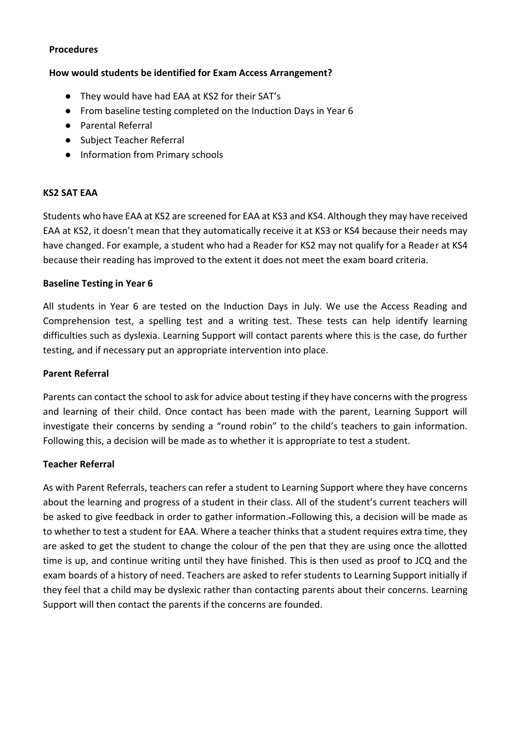**Procedures**

**How would students be identified for Exam Access Arrangement?**

- They would have had EAA at KS2 for their SAT's
- From baseline testing completed on the Induction Days in Year 6
- Parental Referral
- Subject Teacher Referral
- Information from Primary schools

**KS2 SAT EAA**

Students who have EAA at KS2 are screened for EAA at KS3 and KS4. Although they may have received EAA at KS2, it doesn't mean that they automatically receive it at KS3 or KS4 because their needs may have changed. For example, a student who had a Reader for KS2 may not qualify for a Reader at KS4 because their reading has improved to the extent it does not meet the exam board criteria.

**Baseline Testing in Year 6**

All students in Year 6 are tested on the Induction Days in July. We use the Access Reading and Comprehension test, a spelling test and a writing test. These tests can help identify learning difficulties such as dyslexia. Learning Support will contact parents where this is the case, do further testing, and if necessary put an appropriate intervention into place.

**Parent Referral**

Parents can contact the school to ask for advice about testing if they have concerns with the progress and learning of their child. Once contact has been made with the parent, Learning Support will investigate their concerns by sending a "round robin" to the child's teachers to gain information. Following this, a decision will be made as to whether it is appropriate to test a student.

**Teacher Referral**

As with Parent Referrals, teachers can refer a student to Learning Support where they have concerns about the learning and progress of a student in their class. All of the student's current teachers will be asked to give feedback in order to gather information. Following this, a decision will be made as to whether to test a student for EAA. Where a teacher thinks that a student requires extra time, they are asked to get the student to change the colour of the pen that they are using once the allotted time is up, and continue writing until they have finished. This is then used as proof to JCQ and the exam boards of a history of need. Teachers are asked to refer students to Learning Support initially if they feel that a child may be dyslexic rather than contacting parents about their concerns. Learning Support will then contact the parents if the concerns are founded.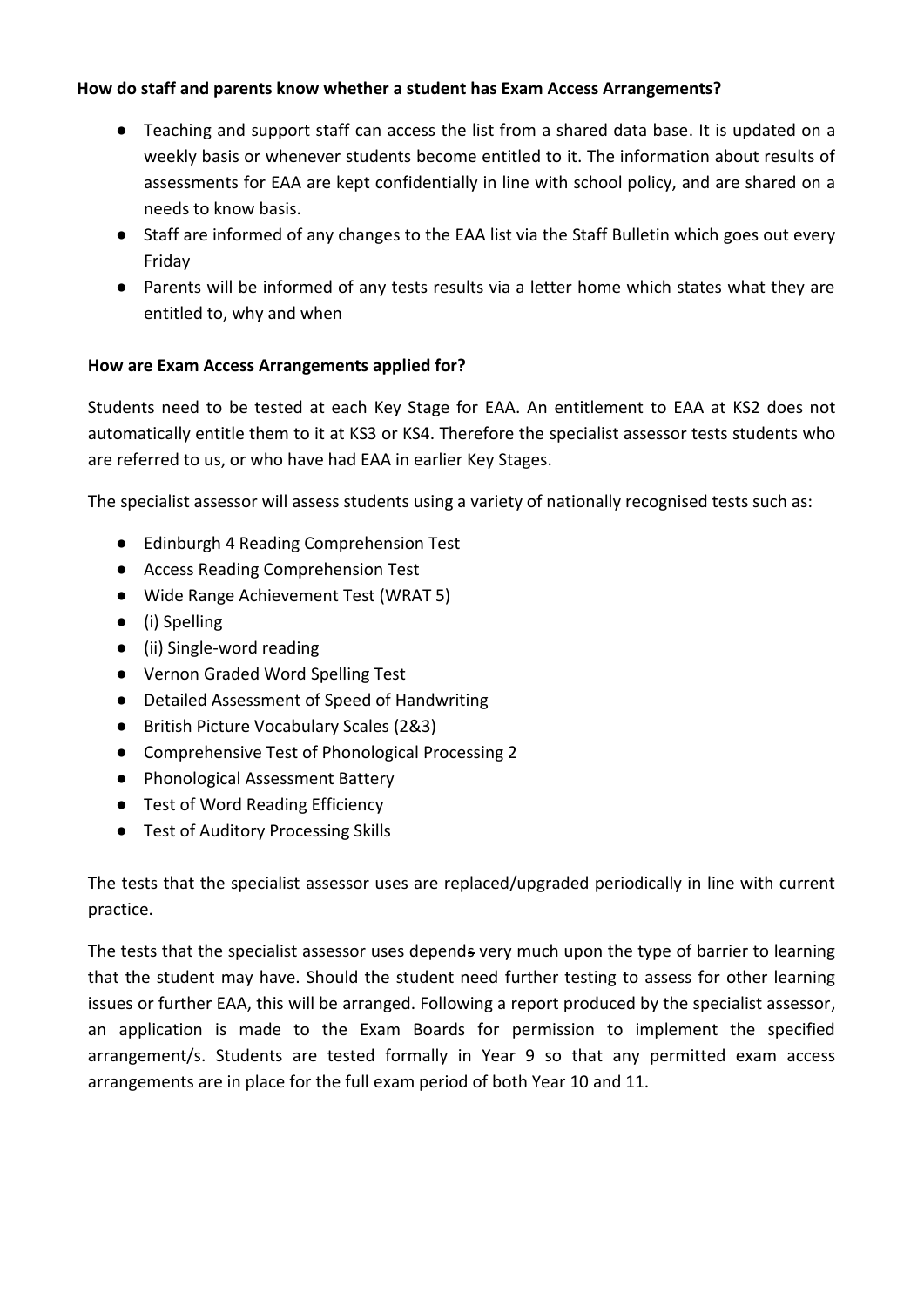**How do staff and parents know whether a student has Exam Access Arrangements?**

- Teaching and support staff can access the list from a shared data base. It is updated on a weekly basis or whenever students become entitled to it. The information about results of assessments for EAA are kept confidentially in line with school policy, and are shared on a needs to know basis.
- Staff are informed of any changes to the EAA list via the Staff Bulletin which goes out every Friday
- Parents will be informed of any tests results via a letter home which states what they are entitled to, why and when

**How are Exam Access Arrangements applied for?**

Students need to be tested at each Key Stage for EAA. An entitlement to EAA at KS2 does not automatically entitle them to it at KS3 or KS4. Therefore the specialist assessor tests students who are referred to us, or who have had EAA in earlier Key Stages.

The specialist assessor will assess students using a variety of nationally recognised tests such as:

- Edinburgh 4 Reading Comprehension Test
- Access Reading Comprehension Test
- Wide Range Achievement Test (WRAT 5)
- (i) Spelling
- (ii) Single-word reading
- Vernon Graded Word Spelling Test
- Detailed Assessment of Speed of Handwriting
- British Picture Vocabulary Scales (2&3)
- Comprehensive Test of Phonological Processing 2
- Phonological Assessment Battery
- Test of Word Reading Efficiency
- Test of Auditory Processing Skills

The tests that the specialist assessor uses are replaced/upgraded periodically in line with current practice.

The tests that the specialist assessor uses depend~~s~~ very much upon the type of barrier to learning that the student may have. Should the student need further testing to assess for other learning issues or further EAA, this will be arranged. Following a report produced by the specialist assessor, an application is made to the Exam Boards for permission to implement the specified arrangement/s. Students are tested formally in Year 9 so that any permitted exam access arrangements are in place for the full exam period of both Year 10 and 11.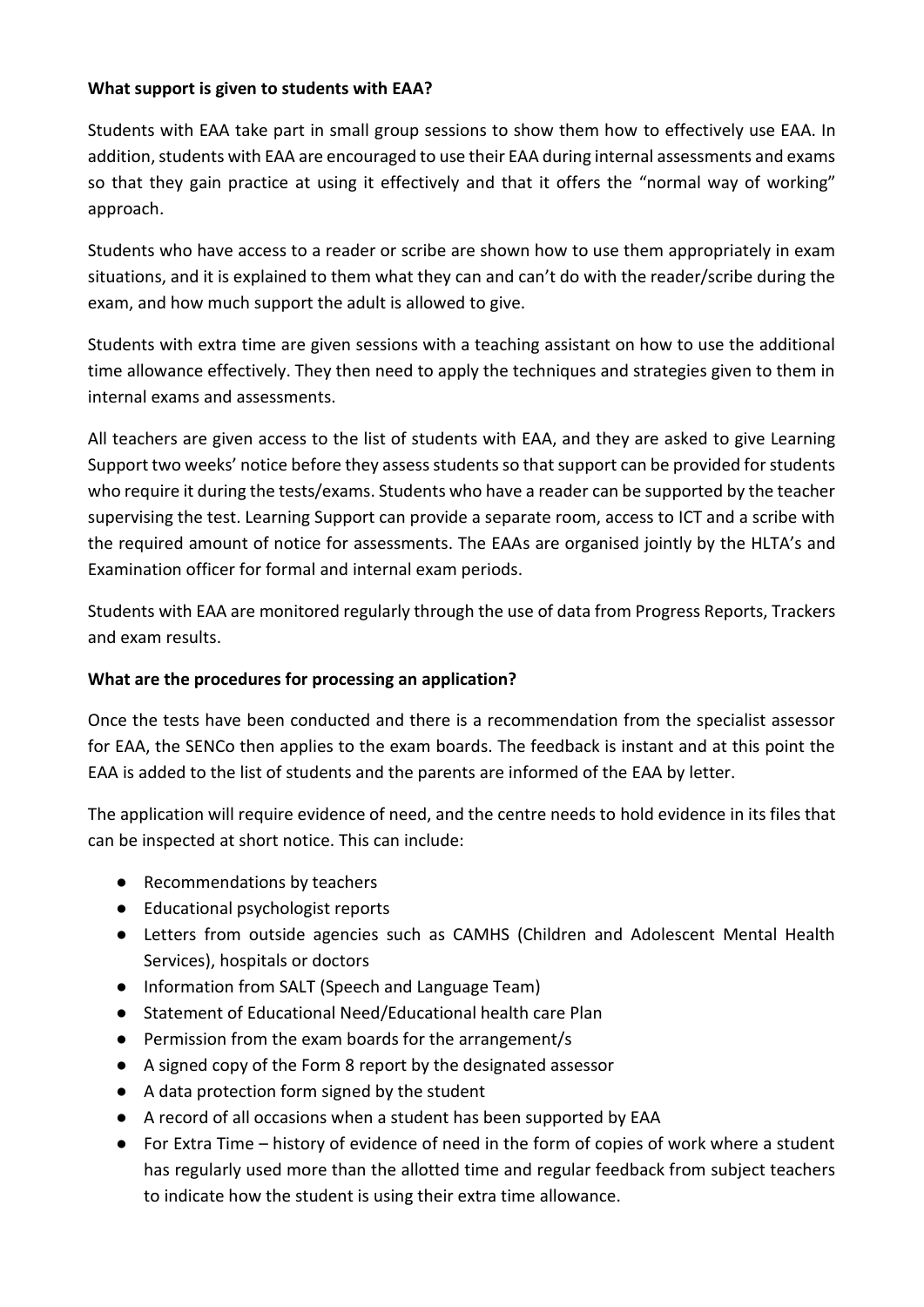**What support is given to students with EAA?**

Students with EAA take part in small group sessions to show them how to effectively use EAA. In addition, students with EAA are encouraged to use their EAA during internal assessments and exams so that they gain practice at using it effectively and that it offers the "normal way of working" approach.

Students who have access to a reader or scribe are shown how to use them appropriately in exam situations, and it is explained to them what they can and can't do with the reader/scribe during the exam, and how much support the adult is allowed to give.

Students with extra time are given sessions with a teaching assistant on how to use the additional time allowance effectively. They then need to apply the techniques and strategies given to them in internal exams and assessments.

All teachers are given access to the list of students with EAA, and they are asked to give Learning Support two weeks' notice before they assess students so that support can be provided for students who require it during the tests/exams. Students who have a reader can be supported by the teacher supervising the test. Learning Support can provide a separate room, access to ICT and a scribe with the required amount of notice for assessments. The EAAs are organised jointly by the HLTA's and Examination officer for formal and internal exam periods.

Students with EAA are monitored regularly through the use of data from Progress Reports, Trackers and exam results.

**What are the procedures for processing an application?**

Once the tests have been conducted and there is a recommendation from the specialist assessor for EAA, the SENCo then applies to the exam boards. The feedback is instant and at this point the EAA is added to the list of students and the parents are informed of the EAA by letter.

The application will require evidence of need, and the centre needs to hold evidence in its files that can be inspected at short notice. This can include:

- Recommendations by teachers
- Educational psychologist reports
- Letters from outside agencies such as CAMHS (Children and Adolescent Mental Health Services), hospitals or doctors
- Information from SALT (Speech and Language Team)
- Statement of Educational Need/Educational health care Plan
- Permission from the exam boards for the arrangement/s
- A signed copy of the Form 8 report by the designated assessor
- A data protection form signed by the student
- A record of all occasions when a student has been supported by EAA
- For Extra Time – history of evidence of need in the form of copies of work where a student has regularly used more than the allotted time and regular feedback from subject teachers to indicate how the student is using their extra time allowance.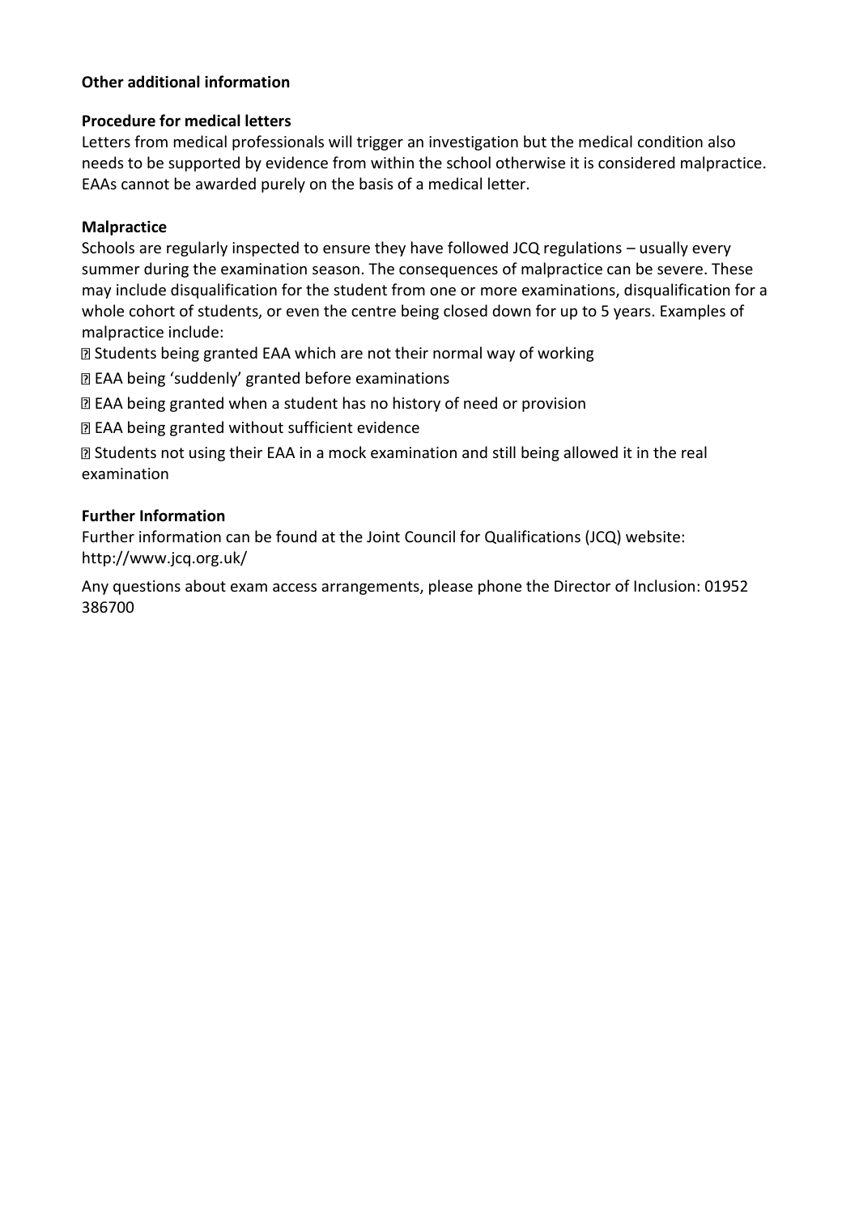**Other additional information**

**Procedure for medical letters**

Letters from medical professionals will trigger an investigation but the medical condition also needs to be supported by evidence from within the school otherwise it is considered malpractice. EAAs cannot be awarded purely on the basis of a medical letter.

**Malpractice**

Schools are regularly inspected to ensure they have followed JCQ regulations – usually every summer during the examination season. The consequences of malpractice can be severe. These may include disqualification for the student from one or more examinations, disqualification for a whole cohort of students, or even the centre being closed down for up to 5 years. Examples of malpractice include:

- Students being granted EAA which are not their normal way of working
- EAA being 'suddenly' granted before examinations
- EAA being granted when a student has no history of need or provision
- EAA being granted without sufficient evidence
- Students not using their EAA in a mock examination and still being allowed it in the real examination

**Further Information**

Further information can be found at the Joint Council for Qualifications (JCQ) website: http://www.jcq.org.uk/

Any questions about exam access arrangements, please phone the Director of Inclusion: 01952 386700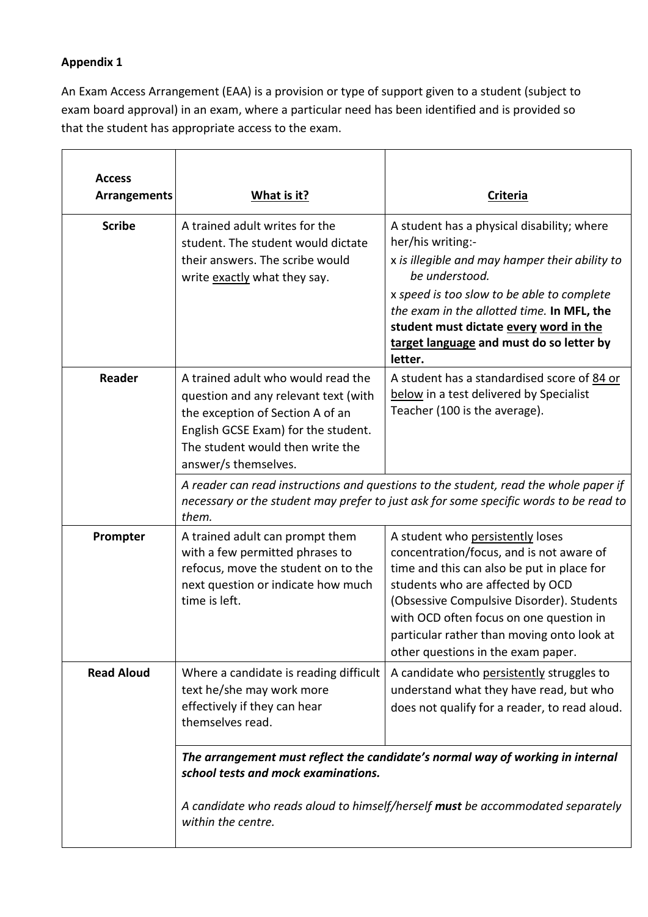**Appendix 1**

An Exam Access Arrangement (EAA) is a provision or type of support given to a student (subject to exam board approval) in an exam, where a particular need has been identified and is provided so that the student has appropriate access to the exam.

| Access Arrangements | <u>What is it?</u> | <u>Criteria</u> |
|---|---|---|
| **Scribe** | A trained adult writes for the student. The student would dictate their answers. The scribe would write <u>exactly</u> what they say. | A student has a physical disability; where her/his writing:-<br>x *is illegible and may hamper their ability to be understood.*<br>x *speed is too slow to be able to complete the exam in the allotted time.* **In MFL, the student must dictate <u>every</u> <u>word in the target language</u> and must do so letter by letter.** |
| **Reader** | A trained adult who would read the question and any relevant text (with the exception of Section A of an English GCSE Exam) for the student. The student would then write the answer/s themselves. | A student has a standardised score of <u>84 or below</u> in a test delivered by Specialist Teacher (100 is the average). |
| | *A reader can read instructions and questions to the student, read the whole paper if necessary or the student may prefer to just ask for some specific words to be read to them.* | |
| **Prompter** | A trained adult can prompt them with a few permitted phrases to refocus, move the student on to the next question or indicate how much time is left. | A student who <u>persistently</u> loses concentration/focus, and is not aware of time and this can also be put in place for students who are affected by OCD (Obsessive Compulsive Disorder). Students with OCD often focus on one question in particular rather than moving onto look at other questions in the exam paper. |
| **Read Aloud** | Where a candidate is reading difficult text he/she may work more effectively if they can hear themselves read. | A candidate who <u>persistently</u> struggles to understand what they have read, but who does not qualify for a reader, to read aloud. |
| | ***The arrangement must reflect the candidate's normal way of working in internal school tests and mock examinations.***<br><br>*A candidate who reads aloud to himself/herself **must** be accommodated separately within the centre.* | |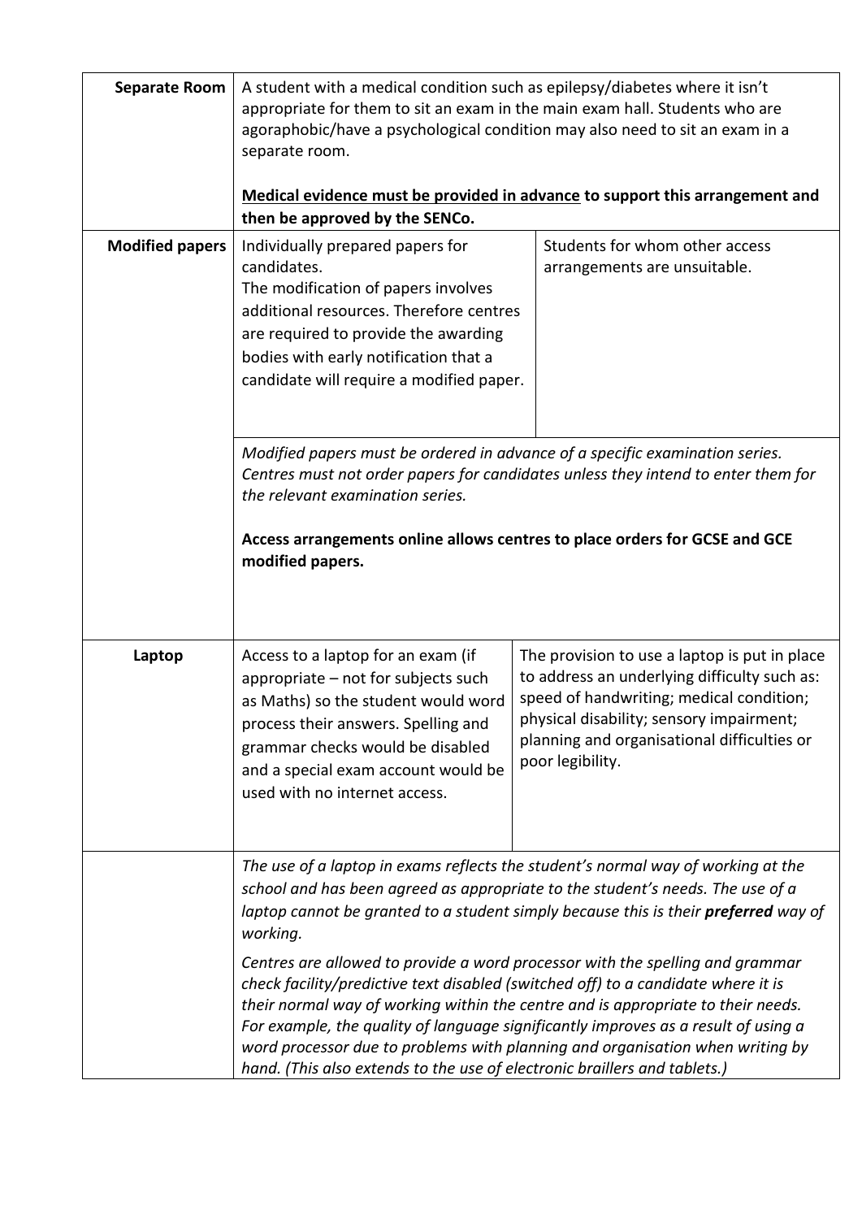| | | |
|---|---|---|
| **Separate Room** | A student with a medical condition such as epilepsy/diabetes where it isn't appropriate for them to sit an exam in the main exam hall. Students who are agoraphobic/have a psychological condition may also need to sit an exam in a separate room.<br><br>**Medical evidence must be provided in advance to support this arrangement and then be approved by the SENCo.** | |
| **Modified papers** | Individually prepared papers for candidates.<br>The modification of papers involves additional resources. Therefore centres are required to provide the awarding bodies with early notification that a candidate will require a modified paper. | Students for whom other access arrangements are unsuitable. |
| | *Modified papers must be ordered in advance of a specific examination series. Centres must not order papers for candidates unless they intend to enter them for the relevant examination series.*<br><br>**Access arrangements online allows centres to place orders for GCSE and GCE modified papers.** | |
| **Laptop** | Access to a laptop for an exam (if appropriate – not for subjects such as Maths) so the student would word process their answers. Spelling and grammar checks would be disabled and a special exam account would be used with no internet access. | The provision to use a laptop is put in place to address an underlying difficulty such as: speed of handwriting; medical condition; physical disability; sensory impairment; planning and organisational difficulties or poor legibility. |
| | *The use of a laptop in exams reflects the student's normal way of working at the school and has been agreed as appropriate to the student's needs. The use of a laptop cannot be granted to a student simply because this is their* ***preferred*** *way of working.*<br><br>*Centres are allowed to provide a word processor with the spelling and grammar check facility/predictive text disabled (switched off) to a candidate where it is their normal way of working within the centre and is appropriate to their needs. For example, the quality of language significantly improves as a result of using a word processor due to problems with planning and organisation when writing by hand. (This also extends to the use of electronic braillers and tablets.)* | |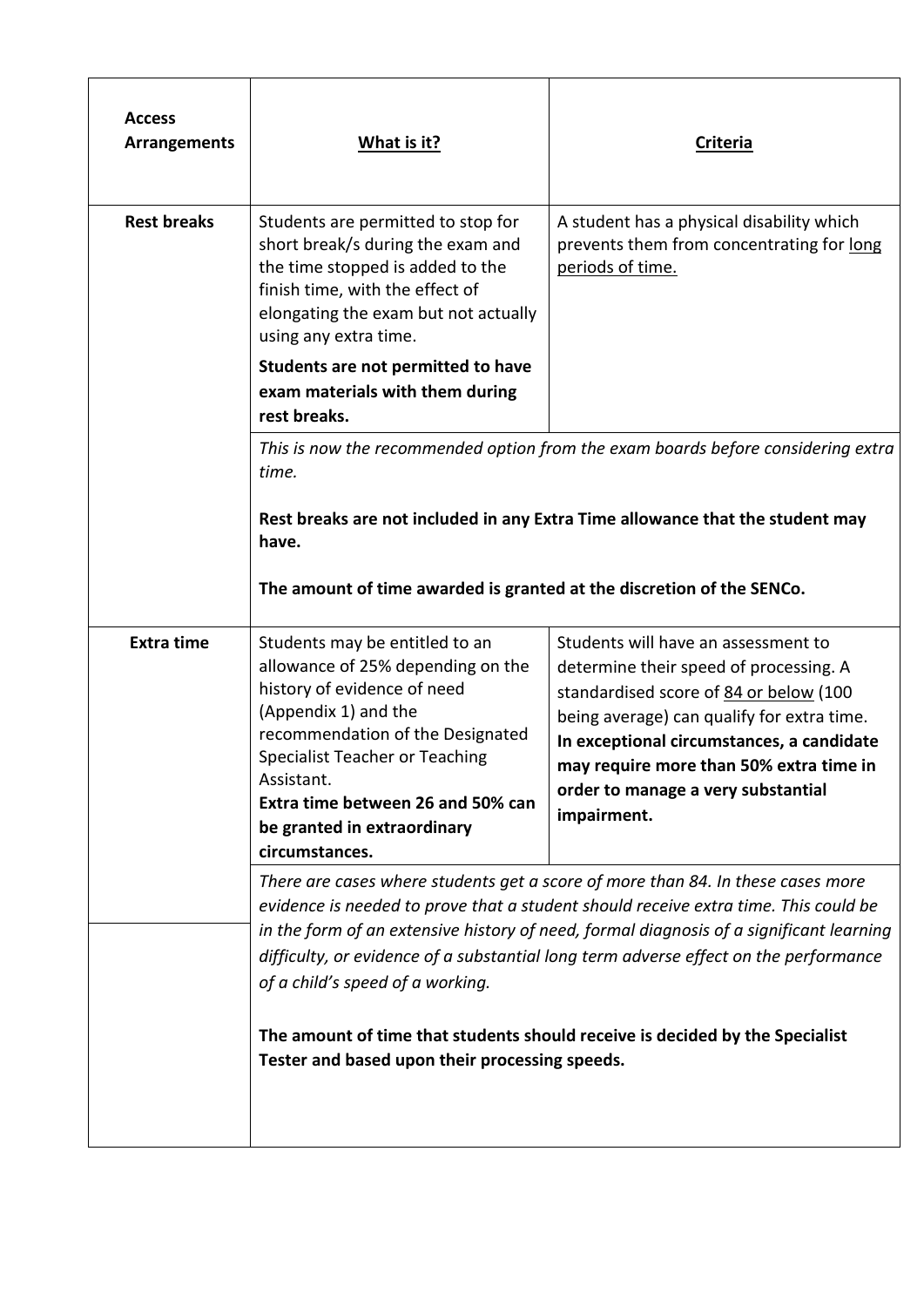| Access Arrangements | <u>**What is it?**</u> | <u>**Criteria**</u> |
|---|---|---|
| **Rest breaks** | Students are permitted to stop for short break/s during the exam and the time stopped is added to the finish time, with the effect of elongating the exam but not actually using any extra time.<br>**Students are not permitted to have exam materials with them during rest breaks.** | A student has a physical disability which prevents them from concentrating for <u>long periods of time.</u> |
| | *This is now the recommended option from the exam boards before considering extra time.*<br><br>**Rest breaks are not included in any Extra Time allowance that the student may have.**<br><br>**The amount of time awarded is granted at the discretion of the SENCo.** | |
| **Extra time** | Students may be entitled to an allowance of 25% depending on the history of evidence of need (Appendix 1) and the recommendation of the Designated Specialist Teacher or Teaching Assistant.<br>**Extra time between 26 and 50% can be granted in extraordinary circumstances.** | Students will have an assessment to determine their speed of processing. A standardised score of <u>84 or below</u> (100 being average) can qualify for extra time.<br>**In exceptional circumstances, a candidate may require more than 50% extra time in order to manage a very substantial impairment.** |
| | *There are cases where students get a score of more than 84. In these cases more evidence is needed to prove that a student should receive extra time. This could be in the form of an extensive history of need, formal diagnosis of a significant learning difficulty, or evidence of a substantial long term adverse effect on the performance of a child's speed of a working.*<br><br>**The amount of time that students should receive is decided by the Specialist Tester and based upon their processing speeds.** | |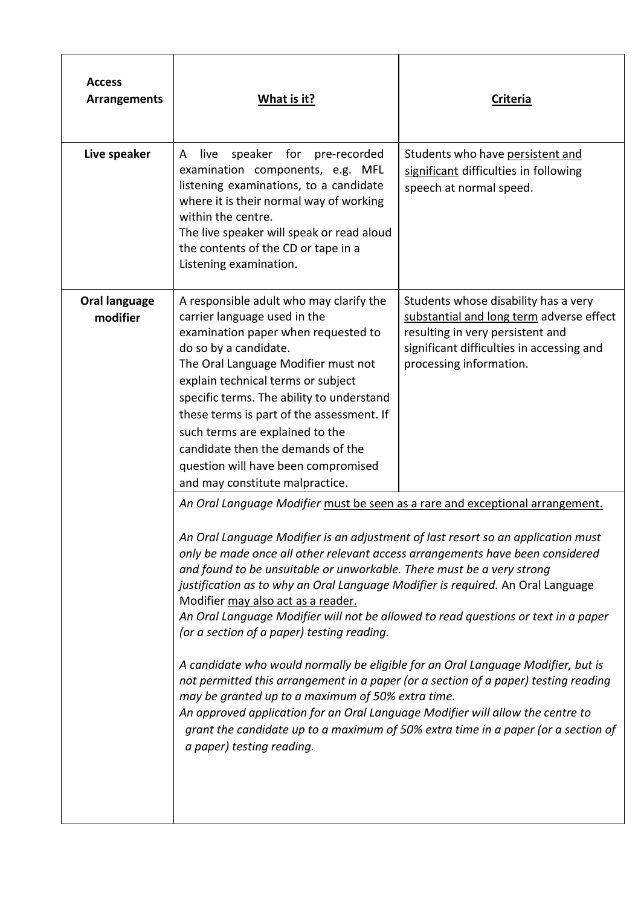| Access Arrangements | What is it? | Criteria |
|---|---|---|
| **Live speaker** | A live speaker for pre-recorded examination components, e.g. MFL listening examinations, to a candidate where it is their normal way of working within the centre.<br>The live speaker will speak or read aloud the contents of the CD or tape in a Listening examination. | Students who have persistent and significant difficulties in following speech at normal speed. |
| **Oral language modifier** | A responsible adult who may clarify the carrier language used in the examination paper when requested to do so by a candidate.<br>The Oral Language Modifier must not explain technical terms or subject specific terms. The ability to understand these terms is part of the assessment. If such terms are explained to the candidate then the demands of the question will have been compromised and may constitute malpractice. | Students whose disability has a very substantial and long term adverse effect resulting in very persistent and significant difficulties in accessing and processing information. |
| | *An Oral Language Modifier* must be seen as a rare and exceptional arrangement.<br><br>*An Oral Language Modifier is an adjustment of last resort so an application must only be made once all other relevant access arrangements have been considered and found to be unsuitable or unworkable. There must be a very strong justification as to why an Oral Language Modifier is required.* An Oral Language Modifier may also act as a reader.<br>*An Oral Language Modifier will not be allowed to read questions or text in a paper (or a section of a paper) testing reading.*<br><br>*A candidate who would normally be eligible for an Oral Language Modifier, but is not permitted this arrangement in a paper (or a section of a paper) testing reading may be granted up to a maximum of 50% extra time.*<br>*An approved application for an Oral Language Modifier will allow the centre to grant the candidate up to a maximum of 50% extra time in a paper (or a section of a paper) testing reading.* | |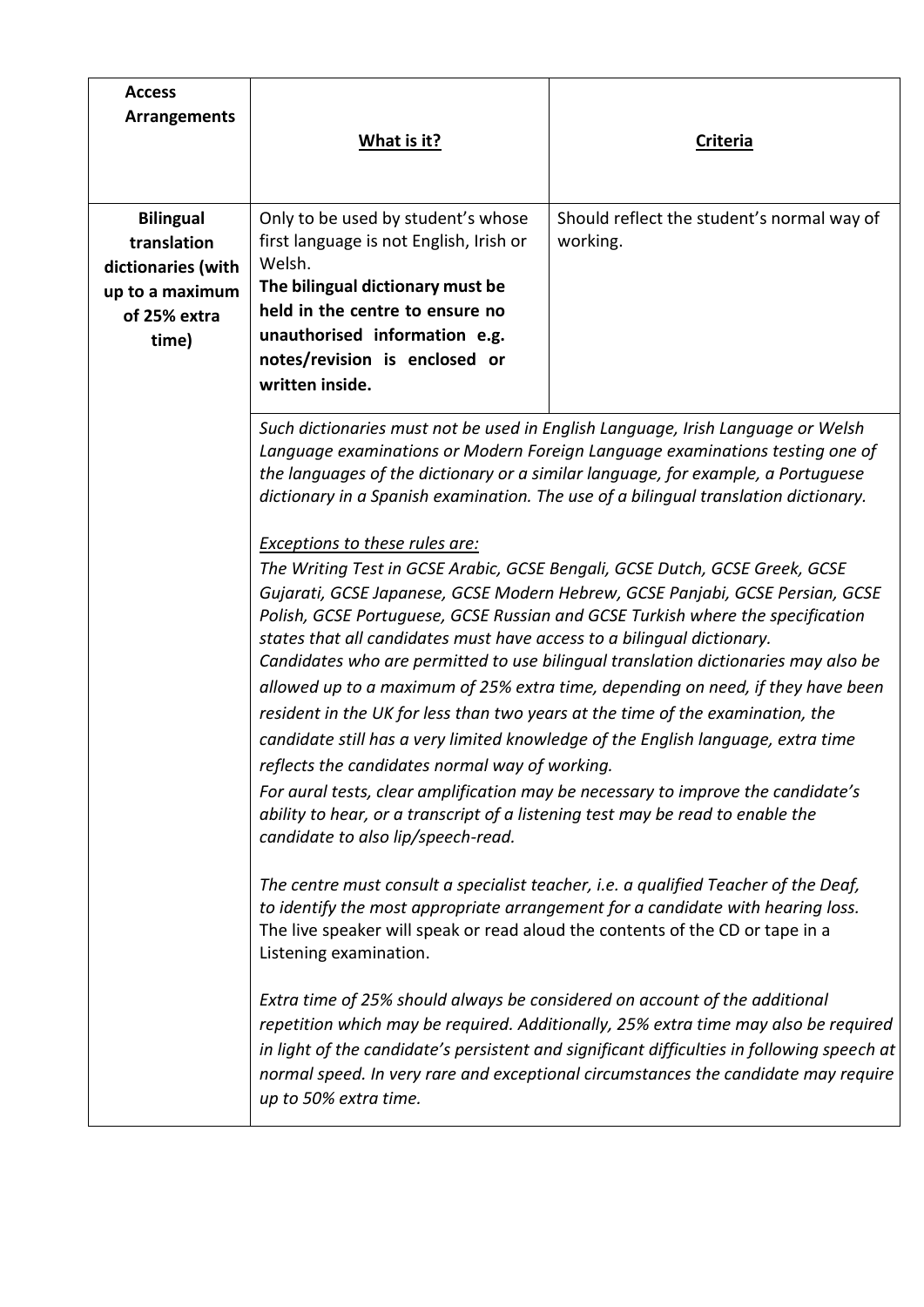| **Access Arrangements** | **<u>What is it?</u>** | **<u>Criteria</u>** |
|---|---|---|
| **Bilingual translation dictionaries (with up to a maximum of 25% extra time)** | Only to be used by student's whose first language is not English, Irish or Welsh. **The bilingual dictionary must be held in the centre to ensure no unauthorised information e.g. notes/revision is enclosed or written inside.** | Should reflect the student's normal way of working. |
| | *Such dictionaries must not be used in English Language, Irish Language or Welsh Language examinations or Modern Foreign Language examinations testing one of the languages of the dictionary or a similar language, for example, a Portuguese dictionary in a Spanish examination. The use of a bilingual translation dictionary.*<br><br>*<u>Exceptions to these rules are:</u>*<br>*The Writing Test in GCSE Arabic, GCSE Bengali, GCSE Dutch, GCSE Greek, GCSE Gujarati, GCSE Japanese, GCSE Modern Hebrew, GCSE Panjabi, GCSE Persian, GCSE Polish, GCSE Portuguese, GCSE Russian and GCSE Turkish where the specification states that all candidates must have access to a bilingual dictionary.*<br>*Candidates who are permitted to use bilingual translation dictionaries may also be allowed up to a maximum of 25% extra time, depending on need, if they have been resident in the UK for less than two years at the time of the examination, the candidate still has a very limited knowledge of the English language, extra time reflects the candidates normal way of working.*<br>*For aural tests, clear amplification may be necessary to improve the candidate's ability to hear, or a transcript of a listening test may be read to enable the candidate to also lip/speech-read.*<br><br>*The centre must consult a specialist teacher, i.e. a qualified Teacher of the Deaf, to identify the most appropriate arrangement for a candidate with hearing loss.*<br>The live speaker will speak or read aloud the contents of the CD or tape in a Listening examination.<br><br>*Extra time of 25% should always be considered on account of the additional repetition which may be required. Additionally, 25% extra time may also be required in light of the candidate's persistent and significant difficulties in following speech at normal speed. In very rare and exceptional circumstances the candidate may require up to 50% extra time.* | |